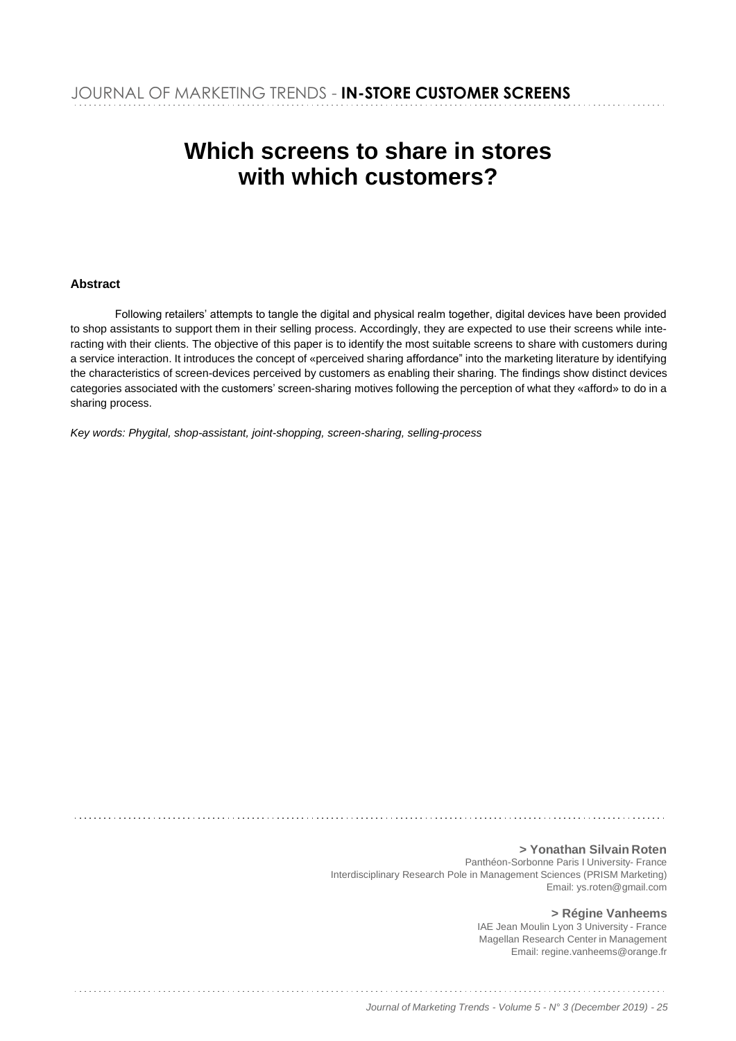# Which screens to share in stores with which customers?

**Abstract**

Following retailers' attempts to tangle the digital and physical realm together, digital devices have been provided to shop assistants to support them in their selling process. Accordingly, they are expected to use their screens while interacting with their clients. The objective of this paper is to identify the most suitable screens to share with customers during a service interaction. It introduces the concept of «perceived sharing affordance" into the marketing literature by identifying the characteristics of screen-devices perceived by customers as enabling their sharing. The findings show distinct devices categories associated with the customers' screen-sharing motives following the perception of what they «afford» to do in a sharing process.

*Key words: Phygital, shop-assistant, joint-shopping, screen-sharing, selling-process*

**> Yonathan Silvain Roten**
Panthéon-Sorbonne Paris I University- France
Interdisciplinary Research Pole in Management Sciences (PRISM Marketing)
Email: ys.roten@gmail.com

**> Régine Vanheems**
IAE Jean Moulin Lyon 3 University - France
Magellan Research Center in Management
Email: regine.vanheems@orange.fr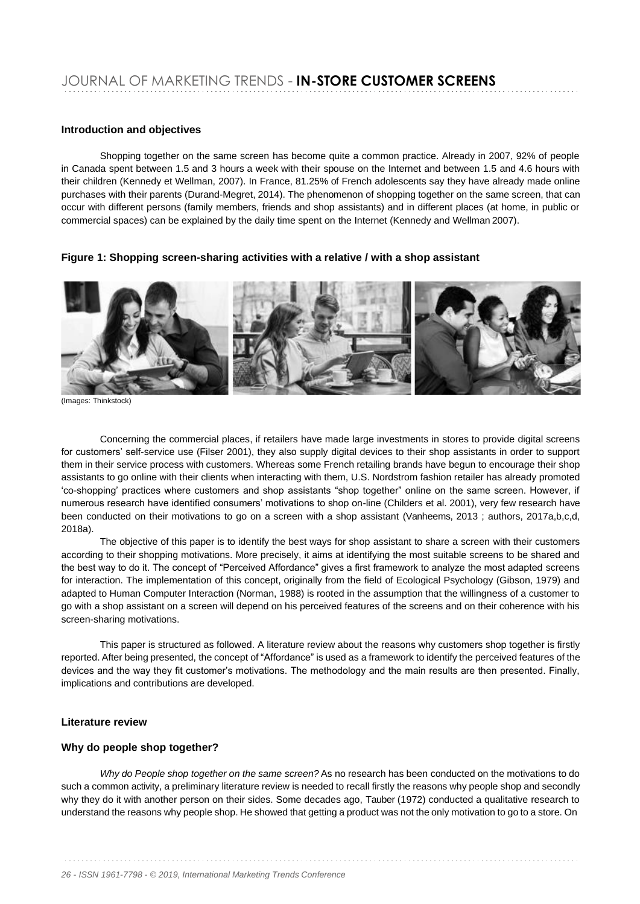## Introduction and objectives

Shopping together on the same screen has become quite a common practice. Already in 2007, 92% of people in Canada spent between 1.5 and 3 hours a week with their spouse on the Internet and between 1.5 and 4.6 hours with their children (Kennedy et Wellman, 2007). In France, 81.25% of French adolescents say they have already made online purchases with their parents (Durand-Megret, 2014). The phenomenon of shopping together on the same screen, that can occur with different persons (family members, friends and shop assistants) and in different places (at home, in public or commercial spaces) can be explained by the daily time spent on the Internet (Kennedy and Wellman 2007).

**Figure 1: Shopping screen-sharing activities with a relative / with a shop assistant**

(Images: Thinkstock)

Concerning the commercial places, if retailers have made large investments in stores to provide digital screens for customers' self-service use (Filser 2001), they also supply digital devices to their shop assistants in order to support them in their service process with customers. Whereas some French retailing brands have begun to encourage their shop assistants to go online with their clients when interacting with them, U.S. Nordstrom fashion retailer has already promoted 'co-shopping' practices where customers and shop assistants "shop together" online on the same screen. However, if numerous research have identified consumers' motivations to shop on-line (Childers et al. 2001), very few research have been conducted on their motivations to go on a screen with a shop assistant (Vanheems, 2013 ; authors, 2017a,b,c,d, 2018a).

The objective of this paper is to identify the best ways for shop assistant to share a screen with their customers according to their shopping motivations. More precisely, it aims at identifying the most suitable screens to be shared and the best way to do it. The concept of "Perceived Affordance" gives a first framework to analyze the most adapted screens for interaction. The implementation of this concept, originally from the field of Ecological Psychology (Gibson, 1979) and adapted to Human Computer Interaction (Norman, 1988) is rooted in the assumption that the willingness of a customer to go with a shop assistant on a screen will depend on his perceived features of the screens and on their coherence with his screen-sharing motivations.

This paper is structured as followed. A literature review about the reasons why customers shop together is firstly reported. After being presented, the concept of "Affordance" is used as a framework to identify the perceived features of the devices and the way they fit customer's motivations. The methodology and the main results are then presented. Finally, implications and contributions are developed.

## Literature review

### Why do people shop together?

*Why do People shop together on the same screen?* As no research has been conducted on the motivations to do such a common activity, a preliminary literature review is needed to recall firstly the reasons why people shop and secondly why they do it with another person on their sides. Some decades ago, Tauber (1972) conducted a qualitative research to understand the reasons why people shop. He showed that getting a product was not the only motivation to go to a store. On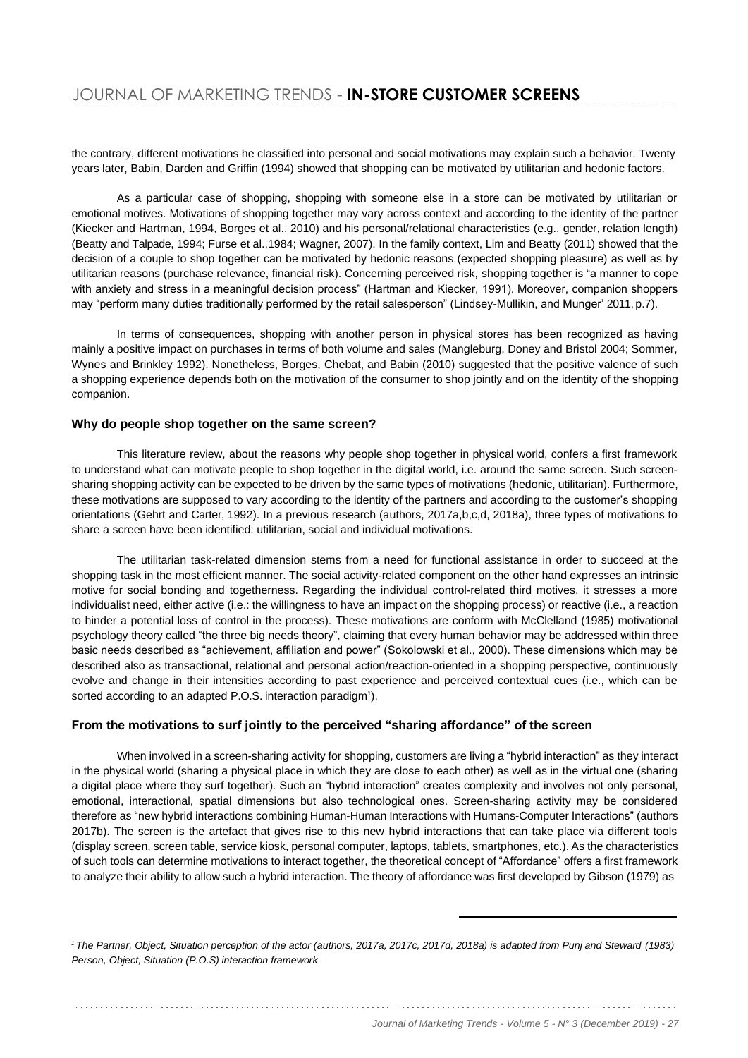the contrary, different motivations he classified into personal and social motivations may explain such a behavior. Twenty years later, Babin, Darden and Griffin (1994) showed that shopping can be motivated by utilitarian and hedonic factors.

As a particular case of shopping, shopping with someone else in a store can be motivated by utilitarian or emotional motives. Motivations of shopping together may vary across context and according to the identity of the partner (Kiecker and Hartman, 1994, Borges et al., 2010) and his personal/relational characteristics (e.g., gender, relation length) (Beatty and Talpade, 1994; Furse et al.,1984; Wagner, 2007). In the family context, Lim and Beatty (2011) showed that the decision of a couple to shop together can be motivated by hedonic reasons (expected shopping pleasure) as well as by utilitarian reasons (purchase relevance, financial risk). Concerning perceived risk, shopping together is "a manner to cope with anxiety and stress in a meaningful decision process" (Hartman and Kiecker, 1991). Moreover, companion shoppers may "perform many duties traditionally performed by the retail salesperson" (Lindsey-Mullikin, and Munger' 2011, p.7).

In terms of consequences, shopping with another person in physical stores has been recognized as having mainly a positive impact on purchases in terms of both volume and sales (Mangleburg, Doney and Bristol 2004; Sommer, Wynes and Brinkley 1992). Nonetheless, Borges, Chebat, and Babin (2010) suggested that the positive valence of such a shopping experience depends both on the motivation of the consumer to shop jointly and on the identity of the shopping companion.

### Why do people shop together on the same screen?

This literature review, about the reasons why people shop together in physical world, confers a first framework to understand what can motivate people to shop together in the digital world, i.e. around the same screen. Such screen-sharing shopping activity can be expected to be driven by the same types of motivations (hedonic, utilitarian). Furthermore, these motivations are supposed to vary according to the identity of the partners and according to the customer's shopping orientations (Gehrt and Carter, 1992). In a previous research (authors, 2017a,b,c,d, 2018a), three types of motivations to share a screen have been identified: utilitarian, social and individual motivations.

The utilitarian task-related dimension stems from a need for functional assistance in order to succeed at the shopping task in the most efficient manner. The social activity-related component on the other hand expresses an intrinsic motive for social bonding and togetherness. Regarding the individual control-related third motives, it stresses a more individualist need, either active (i.e.: the willingness to have an impact on the shopping process) or reactive (i.e., a reaction to hinder a potential loss of control in the process). These motivations are conform with McClelland (1985) motivational psychology theory called "the three big needs theory", claiming that every human behavior may be addressed within three basic needs described as "achievement, affiliation and power" (Sokolowski et al., 2000). These dimensions which may be described also as transactional, relational and personal action/reaction-oriented in a shopping perspective, continuously evolve and change in their intensities according to past experience and perceived contextual cues (i.e., which can be sorted according to an adapted P.O.S. interaction paradigm[1]).

### From the motivations to surf jointly to the perceived "sharing affordance" of the screen

When involved in a screen-sharing activity for shopping, customers are living a "hybrid interaction" as they interact in the physical world (sharing a physical place in which they are close to each other) as well as in the virtual one (sharing a digital place where they surf together). Such an "hybrid interaction" creates complexity and involves not only personal, emotional, interactional, spatial dimensions but also technological ones. Screen-sharing activity may be considered therefore as "new hybrid interactions combining Human-Human Interactions with Humans-Computer Interactions" (authors 2017b). The screen is the artefact that gives rise to this new hybrid interactions that can take place via different tools (display screen, screen table, service kiosk, personal computer, laptops, tablets, smartphones, etc.). As the characteristics of such tools can determine motivations to interact together, the theoretical concept of "Affordance" offers a first framework to analyze their ability to allow such a hybrid interaction. The theory of affordance was first developed by Gibson (1979) as

---

[1] *The Partner, Object, Situation perception of the actor (authors, 2017a, 2017c, 2017d, 2018a) is adapted from Punj and Steward (1983) Person, Object, Situation (P.O.S) interaction framework*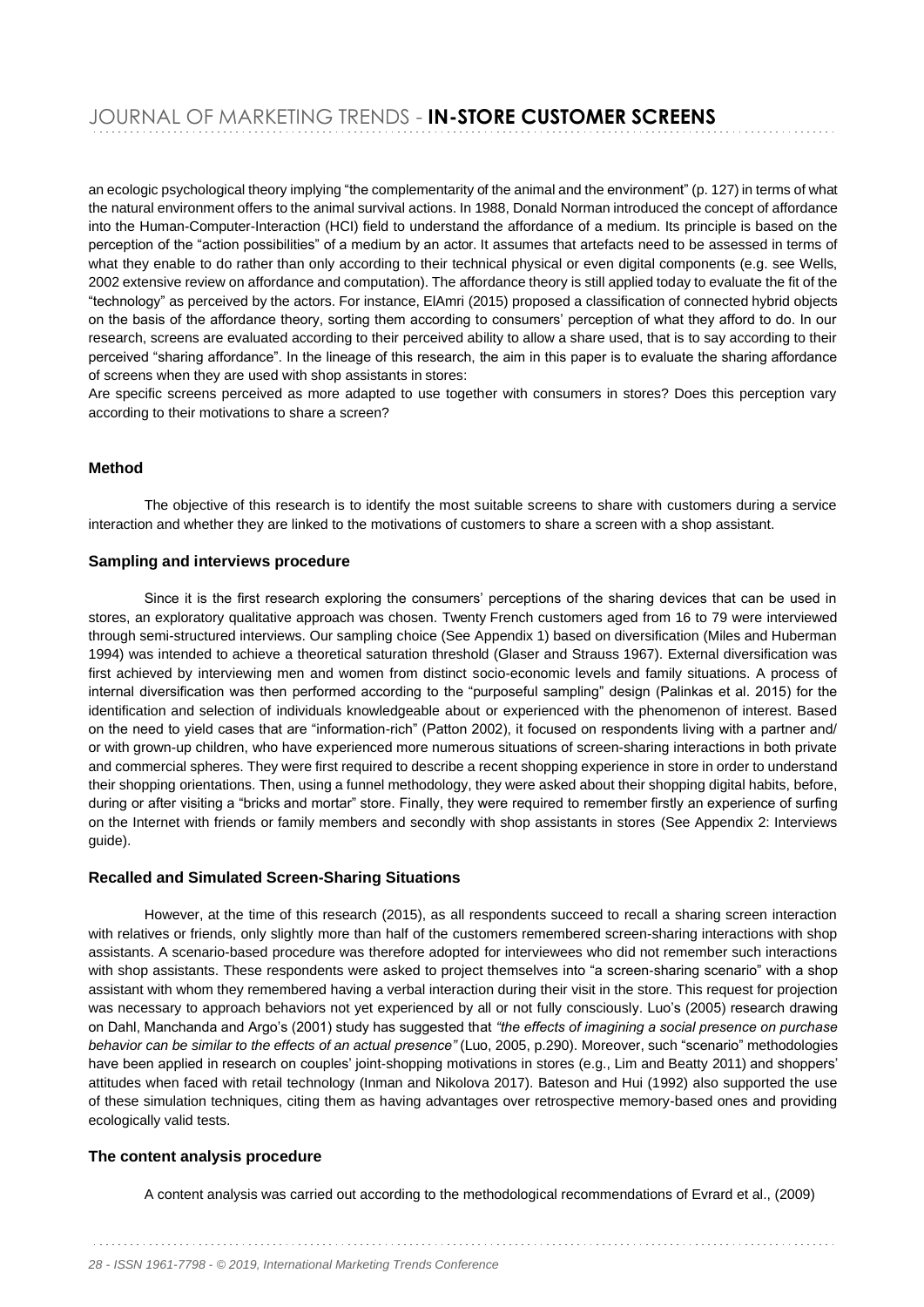an ecologic psychological theory implying "the complementarity of the animal and the environment" (p. 127) in terms of what the natural environment offers to the animal survival actions. In 1988, Donald Norman introduced the concept of affordance into the Human-Computer-Interaction (HCI) field to understand the affordance of a medium. Its principle is based on the perception of the "action possibilities" of a medium by an actor. It assumes that artefacts need to be assessed in terms of what they enable to do rather than only according to their technical physical or even digital components (e.g. see Wells, 2002 extensive review on affordance and computation). The affordance theory is still applied today to evaluate the fit of the "technology" as perceived by the actors. For instance, ElAmri (2015) proposed a classification of connected hybrid objects on the basis of the affordance theory, sorting them according to consumers' perception of what they afford to do. In our research, screens are evaluated according to their perceived ability to allow a share used, that is to say according to their perceived "sharing affordance". In the lineage of this research, the aim in this paper is to evaluate the sharing affordance of screens when they are used with shop assistants in stores:

Are specific screens perceived as more adapted to use together with consumers in stores? Does this perception vary according to their motivations to share a screen?

### Method

The objective of this research is to identify the most suitable screens to share with customers during a service interaction and whether they are linked to the motivations of customers to share a screen with a shop assistant.

### Sampling and interviews procedure

Since it is the first research exploring the consumers' perceptions of the sharing devices that can be used in stores, an exploratory qualitative approach was chosen. Twenty French customers aged from 16 to 79 were interviewed through semi-structured interviews. Our sampling choice (See Appendix 1) based on diversification (Miles and Huberman 1994) was intended to achieve a theoretical saturation threshold (Glaser and Strauss 1967). External diversification was first achieved by interviewing men and women from distinct socio-economic levels and family situations. A process of internal diversification was then performed according to the "purposeful sampling" design (Palinkas et al. 2015) for the identification and selection of individuals knowledgeable about or experienced with the phenomenon of interest. Based on the need to yield cases that are "information-rich" (Patton 2002), it focused on respondents living with a partner and/ or with grown-up children, who have experienced more numerous situations of screen-sharing interactions in both private and commercial spheres. They were first required to describe a recent shopping experience in store in order to understand their shopping orientations. Then, using a funnel methodology, they were asked about their shopping digital habits, before, during or after visiting a "bricks and mortar" store. Finally, they were required to remember firstly an experience of surfing on the Internet with friends or family members and secondly with shop assistants in stores (See Appendix 2: Interviews guide).

### Recalled and Simulated Screen-Sharing Situations

However, at the time of this research (2015), as all respondents succeed to recall a sharing screen interaction with relatives or friends, only slightly more than half of the customers remembered screen-sharing interactions with shop assistants. A scenario-based procedure was therefore adopted for interviewees who did not remember such interactions with shop assistants. These respondents were asked to project themselves into "a screen-sharing scenario" with a shop assistant with whom they remembered having a verbal interaction during their visit in the store. This request for projection was necessary to approach behaviors not yet experienced by all or not fully consciously. Luo's (2005) research drawing on Dahl, Manchanda and Argo's (2001) study has suggested that *"the effects of imagining a social presence on purchase behavior can be similar to the effects of an actual presence"* (Luo, 2005, p.290). Moreover, such "scenario" methodologies have been applied in research on couples' joint-shopping motivations in stores (e.g., Lim and Beatty 2011) and shoppers' attitudes when faced with retail technology (Inman and Nikolova 2017). Bateson and Hui (1992) also supported the use of these simulation techniques, citing them as having advantages over retrospective memory-based ones and providing ecologically valid tests.

### The content analysis procedure

A content analysis was carried out according to the methodological recommendations of Evrard et al., (2009)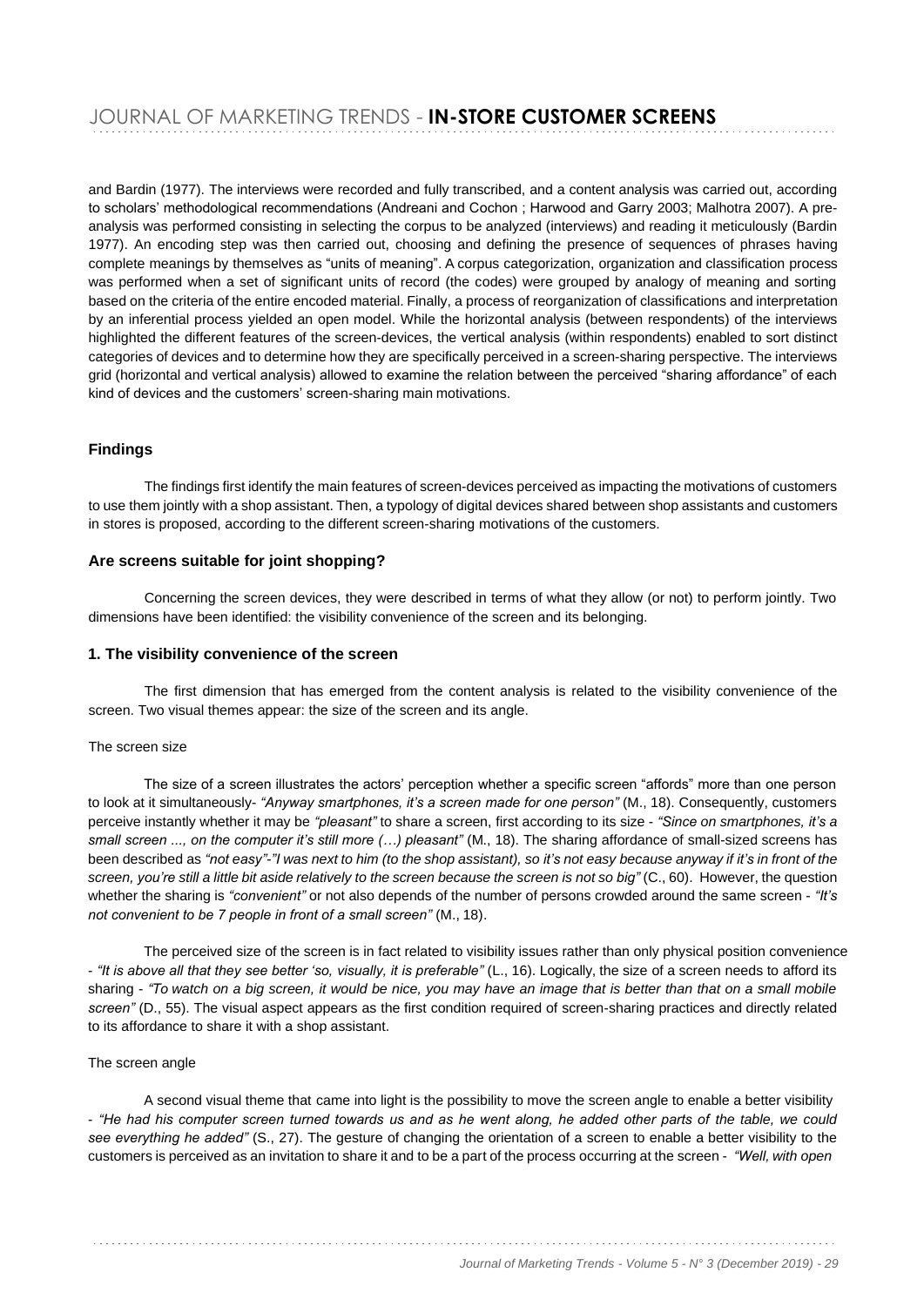and Bardin (1977). The interviews were recorded and fully transcribed, and a content analysis was carried out, according to scholars' methodological recommendations (Andreani and Cochon ; Harwood and Garry 2003; Malhotra 2007). A pre-analysis was performed consisting in selecting the corpus to be analyzed (interviews) and reading it meticulously (Bardin 1977). An encoding step was then carried out, choosing and defining the presence of sequences of phrases having complete meanings by themselves as "units of meaning". A corpus categorization, organization and classification process was performed when a set of significant units of record (the codes) were grouped by analogy of meaning and sorting based on the criteria of the entire encoded material. Finally, a process of reorganization of classifications and interpretation by an inferential process yielded an open model. While the horizontal analysis (between respondents) of the interviews highlighted the different features of the screen-devices, the vertical analysis (within respondents) enabled to sort distinct categories of devices and to determine how they are specifically perceived in a screen-sharing perspective. The interviews grid (horizontal and vertical analysis) allowed to examine the relation between the perceived "sharing affordance" of each kind of devices and the customers' screen-sharing main motivations.

## Findings

The findings first identify the main features of screen-devices perceived as impacting the motivations of customers to use them jointly with a shop assistant. Then, a typology of digital devices shared between shop assistants and customers in stores is proposed, according to the different screen-sharing motivations of the customers.

### Are screens suitable for joint shopping?

Concerning the screen devices, they were described in terms of what they allow (or not) to perform jointly. Two dimensions have been identified: the visibility convenience of the screen and its belonging.

### 1. The visibility convenience of the screen

The first dimension that has emerged from the content analysis is related to the visibility convenience of the screen. Two visual themes appear: the size of the screen and its angle.

The screen size

The size of a screen illustrates the actors' perception whether a specific screen "affords" more than one person to look at it simultaneously- *"Anyway smartphones, it's a screen made for one person"* (M., 18). Consequently, customers perceive instantly whether it may be *"pleasant"* to share a screen, first according to its size - *"Since on smartphones, it's a small screen ..., on the computer it's still more (…) pleasant"* (M., 18). The sharing affordance of small-sized screens has been described as *"not easy"-"I was next to him (to the shop assistant), so it's not easy because anyway if it's in front of the screen, you're still a little bit aside relatively to the screen because the screen is not so big"* (C., 60). However, the question whether the sharing is *"convenient"* or not also depends of the number of persons crowded around the same screen - *"It's not convenient to be 7 people in front of a small screen"* (M., 18).

The perceived size of the screen is in fact related to visibility issues rather than only physical position convenience - *"It is above all that they see better 'so, visually, it is preferable"* (L., 16). Logically, the size of a screen needs to afford its sharing - *"To watch on a big screen, it would be nice, you may have an image that is better than that on a small mobile screen"* (D., 55). The visual aspect appears as the first condition required of screen-sharing practices and directly related to its affordance to share it with a shop assistant.

The screen angle

A second visual theme that came into light is the possibility to move the screen angle to enable a better visibility - *"He had his computer screen turned towards us and as he went along, he added other parts of the table, we could see everything he added"* (S., 27). The gesture of changing the orientation of a screen to enable a better visibility to the customers is perceived as an invitation to share it and to be a part of the process occurring at the screen - *"Well, with open*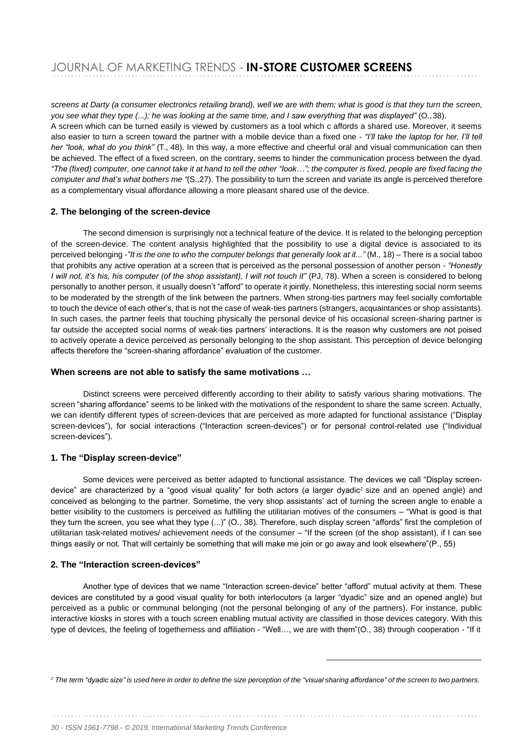*screens at Darty (a consumer electronics retailing brand), well we are with them; what is good is that they turn the screen, you see what they type (...); he was looking at the same time, and I saw everything that was displayed"* (O., 38).

A screen which can be turned easily is viewed by customers as a tool which c affords a shared use. Moreover, it seems also easier to turn a screen toward the partner with a mobile device than a fixed one - *"I'll take the laptop for her, I'll tell her "look, what do you think"* (T., 48). In this way, a more effective and cheerful oral and visual communication can then be achieved. The effect of a fixed screen, on the contrary, seems to hinder the communication process between the dyad. *"The (fixed) computer, one cannot take it at hand to tell the other "look…"; the computer is fixed, people are fixed facing the computer and that's what bothers me "*(S.,27). The possibility to turn the screen and variate its angle is perceived therefore as a complementary visual affordance allowing a more pleasant shared use of the device.

### 2. The belonging of the screen-device

The second dimension is surprisingly not a technical feature of the device. It is related to the belonging perception of the screen-device. The content analysis highlighted that the possibility to use a digital device is associated to its perceived belonging -*"It is the one to who the computer belongs that generally look at it..."* (M., 18) – There is a social taboo that prohibits any active operation at a screen that is perceived as the personal possession of another person - *"Honestly I will not, it's his, his computer (of the shop assistant), I will not touch it"* (PJ, 78). When a screen is considered to belong personally to another person, it usually doesn't "afford" to operate it jointly. Nonetheless, this interesting social norm seems to be moderated by the strength of the link between the partners. When strong-ties partners may feel socially comfortable to touch the device of each other's, that is not the case of weak-ties partners (strangers, acquaintances or shop assistants). In such cases, the partner feels that touching physically the personal device of his occasional screen-sharing partner is far outside the accepted social norms of weak-ties partners' interactions. It is the reason why customers are not poised to actively operate a device perceived as personally belonging to the shop assistant. This perception of device belonging affects therefore the "screen-sharing affordance" evaluation of the customer.

### When screens are not able to satisfy the same motivations …

Distinct screens were perceived differently according to their ability to satisfy various sharing motivations. The screen "sharing affordance" seems to be linked with the motivations of the respondent to share the same screen. Actually, we can identify different types of screen-devices that are perceived as more adapted for functional assistance ("Display screen-devices"), for social interactions ("Interaction screen-devices") or for personal control-related use ("Individual screen-devices").

### 1. The "Display screen-device"

Some devices were perceived as better adapted to functional assistance. The devices we call "Display screen-device" are characterized by a "good visual quality" for both actors (a larger dyadic[2] size and an opened angle) and conceived as belonging to the partner. Sometime, the very shop assistants' act of turning the screen angle to enable a better visibility to the customers is perceived as fulfilling the utilitarian motives of the consumers – "What is good is that they turn the screen, you see what they type (...)" (O., 38). Therefore, such display screen "affords" first the completion of utilitarian task-related motives/ achievement needs of the consumer – "If the screen (of the shop assistant), if I can see things easily or not. That will certainly be something that will make me join or go away and look elsewhere"(P., 55)

### 2. The "Interaction screen-devices"

Another type of devices that we name "Interaction screen-device" better "afford" mutual activity at them. These devices are constituted by a good visual quality for both interlocutors (a larger "dyadic" size and an opened angle) but perceived as a public or communal belonging (not the personal belonging of any of the partners). For instance, public interactive kiosks in stores with a touch screen enabling mutual activity are classified in those devices category. With this type of devices, the feeling of togetherness and affiliation - "Well…, we are with them"(O., 38) through cooperation - "If it

*[2] The term "dyadic size" is used here in order to define the size perception of the "visual sharing affordance" of the screen to two partners.*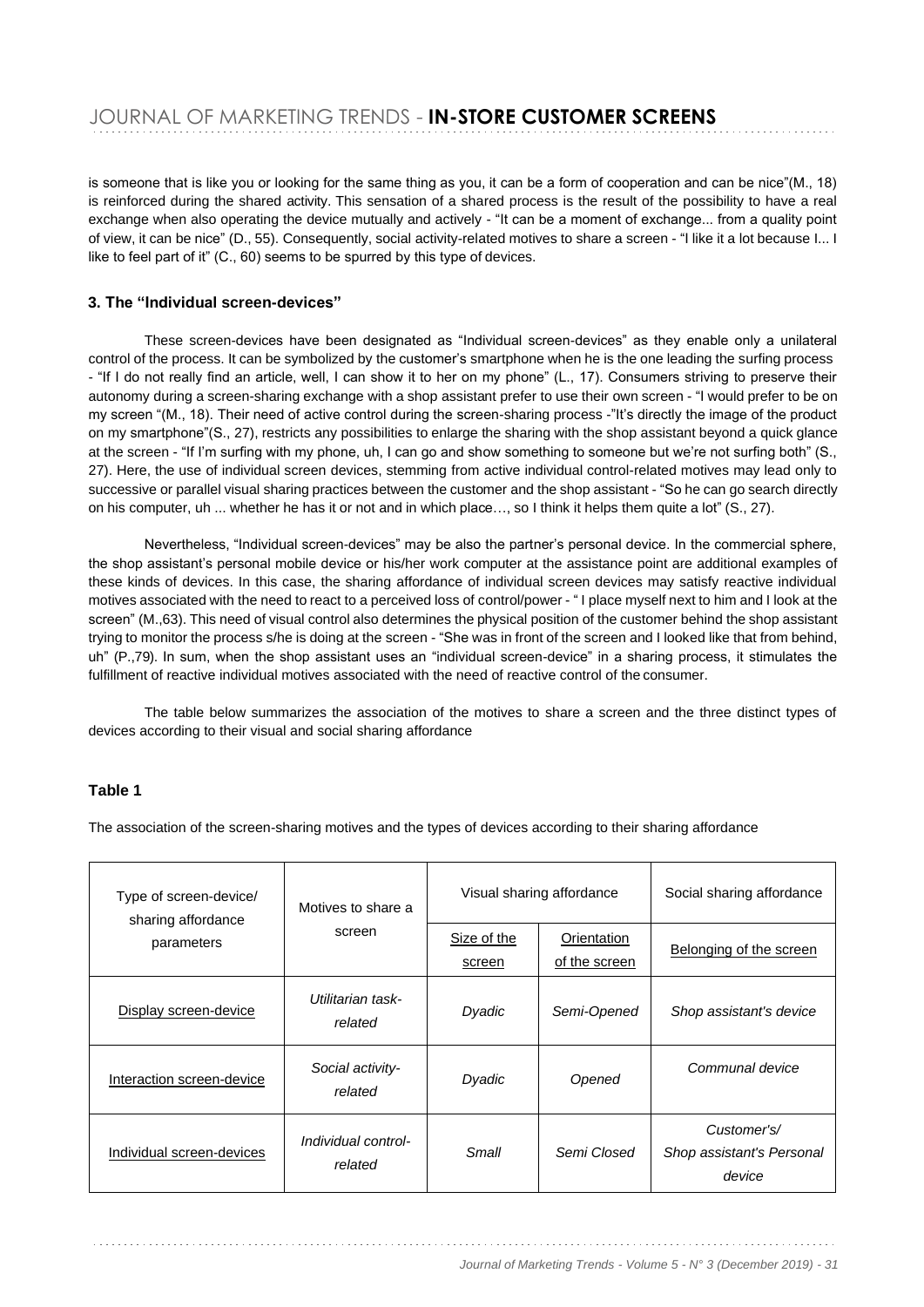is someone that is like you or looking for the same thing as you, it can be a form of cooperation and can be nice"(M., 18) is reinforced during the shared activity. This sensation of a shared process is the result of the possibility to have a real exchange when also operating the device mutually and actively - "It can be a moment of exchange... from a quality point of view, it can be nice" (D., 55). Consequently, social activity-related motives to share a screen - "I like it a lot because I... I like to feel part of it" (C., 60) seems to be spurred by this type of devices.

### 3. The "Individual screen-devices"

These screen-devices have been designated as "Individual screen-devices" as they enable only a unilateral control of the process. It can be symbolized by the customer's smartphone when he is the one leading the surfing process - "If I do not really find an article, well, I can show it to her on my phone" (L., 17). Consumers striving to preserve their autonomy during a screen-sharing exchange with a shop assistant prefer to use their own screen - "I would prefer to be on my screen "(M., 18). Their need of active control during the screen-sharing process -"It's directly the image of the product on my smartphone"(S., 27), restricts any possibilities to enlarge the sharing with the shop assistant beyond a quick glance at the screen - "If I'm surfing with my phone, uh, I can go and show something to someone but we're not surfing both" (S., 27). Here, the use of individual screen devices, stemming from active individual control-related motives may lead only to successive or parallel visual sharing practices between the customer and the shop assistant - "So he can go search directly on his computer, uh ... whether he has it or not and in which place…, so I think it helps them quite a lot" (S., 27).

Nevertheless, "Individual screen-devices" may be also the partner's personal device. In the commercial sphere, the shop assistant's personal mobile device or his/her work computer at the assistance point are additional examples of these kinds of devices. In this case, the sharing affordance of individual screen devices may satisfy reactive individual motives associated with the need to react to a perceived loss of control/power - " I place myself next to him and I look at the screen" (M.,63). This need of visual control also determines the physical position of the customer behind the shop assistant trying to monitor the process s/he is doing at the screen - "She was in front of the screen and I looked like that from behind, uh" (P.,79). In sum, when the shop assistant uses an "individual screen-device" in a sharing process, it stimulates the fulfillment of reactive individual motives associated with the need of reactive control of the consumer.

The table below summarizes the association of the motives to share a screen and the three distinct types of devices according to their visual and social sharing affordance

### Table 1

The association of the screen-sharing motives and the types of devices according to their sharing affordance

| Type of screen-device/ sharing affordance parameters | Motives to share a screen | Visual sharing affordance | | Social sharing affordance |
|---|---|---|---|---|
| | | Size of the screen | Orientation of the screen | Belonging of the screen |
| Display screen-device | *Utilitarian task-related* | *Dyadic* | *Semi-Opened* | *Shop assistant's device* |
| Interaction screen-device | *Social activity-related* | *Dyadic* | *Opened* | *Communal device* |
| Individual screen-devices | *Individual control-related* | *Small* | *Semi Closed* | *Customer's/ Shop assistant's Personal device* |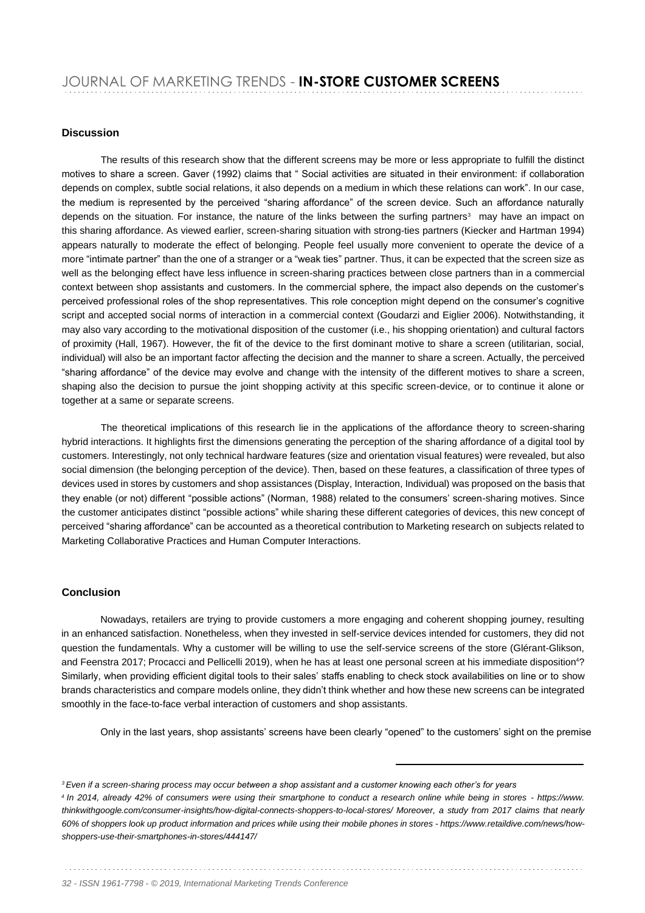## Discussion

The results of this research show that the different screens may be more or less appropriate to fulfill the distinct motives to share a screen. Gaver (1992) claims that " Social activities are situated in their environment: if collaboration depends on complex, subtle social relations, it also depends on a medium in which these relations can work". In our case, the medium is represented by the perceived "sharing affordance" of the screen device. Such an affordance naturally depends on the situation. For instance, the nature of the links between the surfing partners[3] may have an impact on this sharing affordance. As viewed earlier, screen-sharing situation with strong-ties partners (Kiecker and Hartman 1994) appears naturally to moderate the effect of belonging. People feel usually more convenient to operate the device of a more "intimate partner" than the one of a stranger or a "weak ties" partner. Thus, it can be expected that the screen size as well as the belonging effect have less influence in screen-sharing practices between close partners than in a commercial context between shop assistants and customers. In the commercial sphere, the impact also depends on the customer's perceived professional roles of the shop representatives. This role conception might depend on the consumer's cognitive script and accepted social norms of interaction in a commercial context (Goudarzi and Eiglier 2006). Notwithstanding, it may also vary according to the motivational disposition of the customer (i.e., his shopping orientation) and cultural factors of proximity (Hall, 1967). However, the fit of the device to the first dominant motive to share a screen (utilitarian, social, individual) will also be an important factor affecting the decision and the manner to share a screen. Actually, the perceived "sharing affordance" of the device may evolve and change with the intensity of the different motives to share a screen, shaping also the decision to pursue the joint shopping activity at this specific screen-device, or to continue it alone or together at a same or separate screens.

The theoretical implications of this research lie in the applications of the affordance theory to screen-sharing hybrid interactions. It highlights first the dimensions generating the perception of the sharing affordance of a digital tool by customers. Interestingly, not only technical hardware features (size and orientation visual features) were revealed, but also social dimension (the belonging perception of the device). Then, based on these features, a classification of three types of devices used in stores by customers and shop assistances (Display, Interaction, Individual) was proposed on the basis that they enable (or not) different "possible actions" (Norman, 1988) related to the consumers' screen-sharing motives. Since the customer anticipates distinct "possible actions" while sharing these different categories of devices, this new concept of perceived "sharing affordance" can be accounted as a theoretical contribution to Marketing research on subjects related to Marketing Collaborative Practices and Human Computer Interactions.

## Conclusion

Nowadays, retailers are trying to provide customers a more engaging and coherent shopping journey, resulting in an enhanced satisfaction. Nonetheless, when they invested in self-service devices intended for customers, they did not question the fundamentals. Why a customer will be willing to use the self-service screens of the store (Glérant-Glikson, and Feenstra 2017; Procacci and Pellicelli 2019), when he has at least one personal screen at his immediate disposition[4]? Similarly, when providing efficient digital tools to their sales' staffs enabling to check stock availabilities on line or to show brands characteristics and compare models online, they didn't think whether and how these new screens can be integrated smoothly in the face-to-face verbal interaction of customers and shop assistants.

Only in the last years, shop assistants' screens have been clearly "opened" to the customers' sight on the premise

---

*[3] Even if a screen-sharing process may occur between a shop assistant and a customer knowing each other's for years*

*[4] In 2014, already 42% of consumers were using their smartphone to conduct a research online while being in stores - https://www.thinkwithgoogle.com/consumer-insights/how-digital-connects-shoppers-to-local-stores/ Moreover, a study from 2017 claims that nearly 60% of shoppers look up product information and prices while using their mobile phones in stores - https://www.retaildive.com/news/how-shoppers-use-their-smartphones-in-stores/444147/*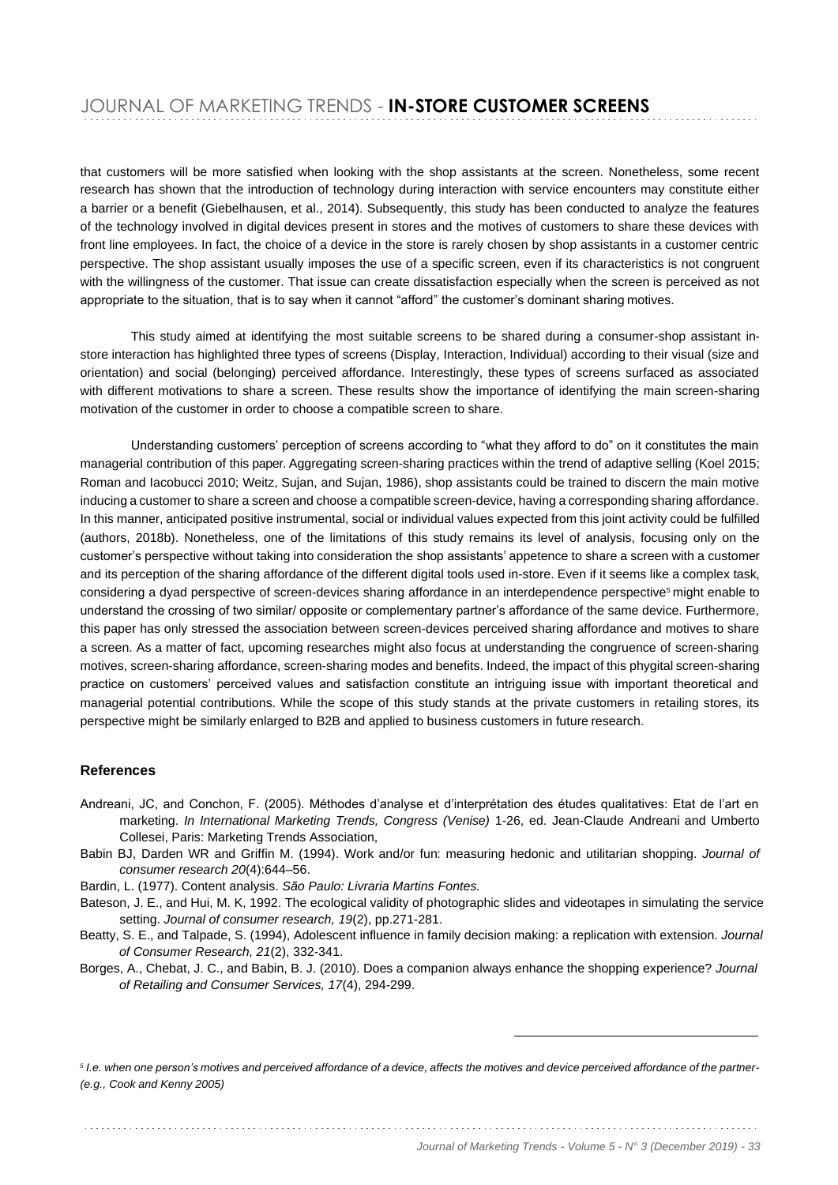that customers will be more satisfied when looking with the shop assistants at the screen. Nonetheless, some recent research has shown that the introduction of technology during interaction with service encounters may constitute either a barrier or a benefit (Giebelhausen, et al., 2014). Subsequently, this study has been conducted to analyze the features of the technology involved in digital devices present in stores and the motives of customers to share these devices with front line employees. In fact, the choice of a device in the store is rarely chosen by shop assistants in a customer centric perspective. The shop assistant usually imposes the use of a specific screen, even if its characteristics is not congruent with the willingness of the customer. That issue can create dissatisfaction especially when the screen is perceived as not appropriate to the situation, that is to say when it cannot "afford" the customer's dominant sharing motives.

This study aimed at identifying the most suitable screens to be shared during a consumer-shop assistant in-store interaction has highlighted three types of screens (Display, Interaction, Individual) according to their visual (size and orientation) and social (belonging) perceived affordance. Interestingly, these types of screens surfaced as associated with different motivations to share a screen. These results show the importance of identifying the main screen-sharing motivation of the customer in order to choose a compatible screen to share.

Understanding customers' perception of screens according to "what they afford to do" on it constitutes the main managerial contribution of this paper. Aggregating screen-sharing practices within the trend of adaptive selling (Koel 2015; Roman and Iacobucci 2010; Weitz, Sujan, and Sujan, 1986), shop assistants could be trained to discern the main motive inducing a customer to share a screen and choose a compatible screen-device, having a corresponding sharing affordance. In this manner, anticipated positive instrumental, social or individual values expected from this joint activity could be fulfilled (authors, 2018b). Nonetheless, one of the limitations of this study remains its level of analysis, focusing only on the customer's perspective without taking into consideration the shop assistants' appetence to share a screen with a customer and its perception of the sharing affordance of the different digital tools used in-store. Even if it seems like a complex task, considering a dyad perspective of screen-devices sharing affordance in an interdependence perspective[5] might enable to understand the crossing of two similar/ opposite or complementary partner's affordance of the same device. Furthermore, this paper has only stressed the association between screen-devices perceived sharing affordance and motives to share a screen. As a matter of fact, upcoming researches might also focus at understanding the congruence of screen-sharing motives, screen-sharing affordance, screen-sharing modes and benefits. Indeed, the impact of this phygital screen-sharing practice on customers' perceived values and satisfaction constitute an intriguing issue with important theoretical and managerial potential contributions. While the scope of this study stands at the private customers in retailing stores, its perspective might be similarly enlarged to B2B and applied to business customers in future research.

## References

Andreani, JC, and Conchon, F. (2005). Méthodes d'analyse et d'interprétation des études qualitatives: Etat de l'art en marketing. *In International Marketing Trends, Congress (Venise)* 1-26, ed. Jean-Claude Andreani and Umberto Collesei, Paris: Marketing Trends Association,

Babin BJ, Darden WR and Griffin M. (1994). Work and/or fun: measuring hedonic and utilitarian shopping. *Journal of consumer research 20*(4):644–56.

Bardin, L. (1977). Content analysis. *São Paulo: Livraria Martins Fontes.*

Bateson, J. E., and Hui, M. K, 1992. The ecological validity of photographic slides and videotapes in simulating the service setting. *Journal of consumer research, 19*(2), pp.271-281.

Beatty, S. E., and Talpade, S. (1994), Adolescent influence in family decision making: a replication with extension. *Journal of Consumer Research, 21*(2), 332-341.

Borges, A., Chebat, J. C., and Babin, B. J. (2010). Does a companion always enhance the shopping experience? *Journal of Retailing and Consumer Services, 17*(4), 294-299.

---

[5] *I.e. when one person's motives and perceived affordance of a device, affects the motives and device perceived affordance of the partner- (e.g., Cook and Kenny 2005)*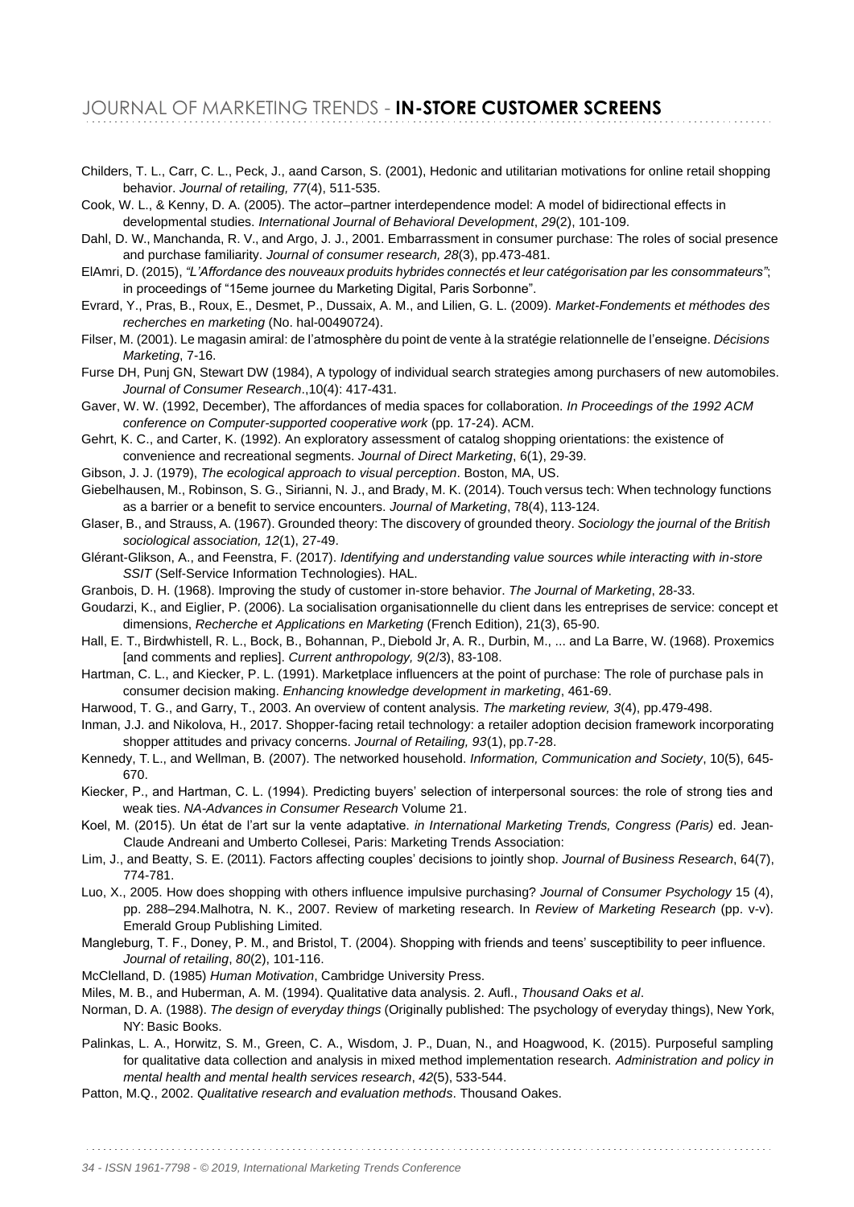Childers, T. L., Carr, C. L., Peck, J., aand Carson, S. (2001), Hedonic and utilitarian motivations for online retail shopping behavior. *Journal of retailing, 77*(4), 511-535.

Cook, W. L., & Kenny, D. A. (2005). The actor–partner interdependence model: A model of bidirectional effects in developmental studies. *International Journal of Behavioral Development*, *29*(2), 101-109.

Dahl, D. W., Manchanda, R. V., and Argo, J. J., 2001. Embarrassment in consumer purchase: The roles of social presence and purchase familiarity. *Journal of consumer research, 28*(3), pp.473-481.

ElAmri, D. (2015), *"L'Affordance des nouveaux produits hybrides connectés et leur catégorisation par les consommateurs"*; in proceedings of "15eme journee du Marketing Digital, Paris Sorbonne".

Evrard, Y., Pras, B., Roux, E., Desmet, P., Dussaix, A. M., and Lilien, G. L. (2009). *Market-Fondements et méthodes des recherches en marketing* (No. hal-00490724).

Filser, M. (2001). Le magasin amiral: de l'atmosphère du point de vente à la stratégie relationnelle de l'enseigne. *Décisions Marketing*, 7-16.

Furse DH, Punj GN, Stewart DW (1984), A typology of individual search strategies among purchasers of new automobiles. *Journal of Consumer Research*.,10(4): 417-431.

Gaver, W. W. (1992, December), The affordances of media spaces for collaboration. *In Proceedings of the 1992 ACM conference on Computer-supported cooperative work* (pp. 17-24). ACM.

Gehrt, K. C., and Carter, K. (1992). An exploratory assessment of catalog shopping orientations: the existence of convenience and recreational segments. *Journal of Direct Marketing*, 6(1), 29-39.

Gibson, J. J. (1979), *The ecological approach to visual perception*. Boston, MA, US.

Giebelhausen, M., Robinson, S. G., Sirianni, N. J., and Brady, M. K. (2014). Touch versus tech: When technology functions as a barrier or a benefit to service encounters. *Journal of Marketing*, 78(4), 113-124.

Glaser, B., and Strauss, A. (1967). Grounded theory: The discovery of grounded theory. *Sociology the journal of the British sociological association, 12*(1), 27-49.

Glérant-Glikson, A., and Feenstra, F. (2017). *Identifying and understanding value sources while interacting with in-store SSIT* (Self-Service Information Technologies). HAL.

Granbois, D. H. (1968). Improving the study of customer in-store behavior. *The Journal of Marketing*, 28-33.

Goudarzi, K., and Eiglier, P. (2006). La socialisation organisationnelle du client dans les entreprises de service: concept et dimensions, *Recherche et Applications en Marketing* (French Edition), 21(3), 65-90.

Hall, E. T., Birdwhistell, R. L., Bock, B., Bohannan, P., Diebold Jr, A. R., Durbin, M., ... and La Barre, W. (1968). Proxemics [and comments and replies]. *Current anthropology, 9*(2/3), 83-108.

Hartman, C. L., and Kiecker, P. L. (1991). Marketplace influencers at the point of purchase: The role of purchase pals in consumer decision making. *Enhancing knowledge development in marketing*, 461-69.

Harwood, T. G., and Garry, T., 2003. An overview of content analysis. *The marketing review, 3*(4), pp.479-498.

Inman, J.J. and Nikolova, H., 2017. Shopper-facing retail technology: a retailer adoption decision framework incorporating shopper attitudes and privacy concerns. *Journal of Retailing, 93*(1), pp.7-28.

Kennedy, T. L., and Wellman, B. (2007). The networked household. *Information, Communication and Society*, 10(5), 645-670.

Kiecker, P., and Hartman, C. L. (1994). Predicting buyers' selection of interpersonal sources: the role of strong ties and weak ties. *NA-Advances in Consumer Research* Volume 21.

Koel, M. (2015). Un état de l'art sur la vente adaptative. *in International Marketing Trends, Congress (Paris)* ed. Jean-Claude Andreani and Umberto Collesei, Paris: Marketing Trends Association:

Lim, J., and Beatty, S. E. (2011). Factors affecting couples' decisions to jointly shop. *Journal of Business Research*, 64(7), 774-781.

Luo, X., 2005. How does shopping with others influence impulsive purchasing? *Journal of Consumer Psychology* 15 (4), pp. 288–294.Malhotra, N. K., 2007. Review of marketing research. In *Review of Marketing Research* (pp. v-v). Emerald Group Publishing Limited.

Mangleburg, T. F., Doney, P. M., and Bristol, T. (2004). Shopping with friends and teens' susceptibility to peer influence. *Journal of retailing*, *80*(2), 101-116.

McClelland, D. (1985) *Human Motivation*, Cambridge University Press.

Miles, M. B., and Huberman, A. M. (1994). Qualitative data analysis. 2. Aufl., *Thousand Oaks et al*.

Norman, D. A. (1988). *The design of everyday things* (Originally published: The psychology of everyday things), New York, NY: Basic Books.

Palinkas, L. A., Horwitz, S. M., Green, C. A., Wisdom, J. P., Duan, N., and Hoagwood, K. (2015). Purposeful sampling for qualitative data collection and analysis in mixed method implementation research. *Administration and policy in mental health and mental health services research*, *42*(5), 533-544.

Patton, M.Q., 2002. *Qualitative research and evaluation methods*. Thousand Oakes.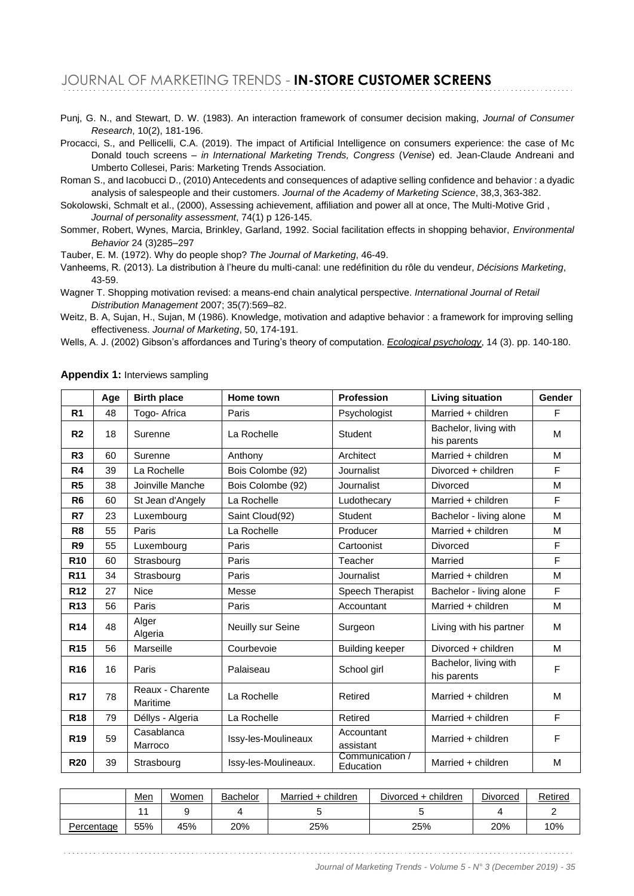Punj, G. N., and Stewart, D. W. (1983). An interaction framework of consumer decision making, *Journal of Consumer Research*, 10(2), 181-196.

Procacci, S., and Pellicelli, C.A. (2019). The impact of Artificial Intelligence on consumers experience: the case of Mc Donald touch screens – *in International Marketing Trends, Congress* (*Venise*) ed. Jean-Claude Andreani and Umberto Collesei, Paris: Marketing Trends Association.

Roman S., and Iacobucci D., (2010) Antecedents and consequences of adaptive selling confidence and behavior : a dyadic analysis of salespeople and their customers. *Journal of the Academy of Marketing Science*, 38,3, 363-382.

Sokolowski, Schmalt et al., (2000), Assessing achievement, affiliation and power all at once, The Multi-Motive Grid , *Journal of personality assessment*, 74(1) p 126-145.

Sommer, Robert, Wynes, Marcia, Brinkley, Garland, 1992. Social facilitation effects in shopping behavior, *Environmental Behavior* 24 (3)285–297

Tauber, E. M. (1972). Why do people shop? *The Journal of Marketing*, 46-49.

Vanheems, R. (2013). La distribution à l'heure du multi-canal: une redéfinition du rôle du vendeur, *Décisions Marketing*, 43-59.

Wagner T. Shopping motivation revised: a means-end chain analytical perspective. *International Journal of Retail Distribution Management* 2007; 35(7):569–82.

Weitz, B. A, Sujan, H., Sujan, M (1986). Knowledge, motivation and adaptive behavior : a framework for improving selling effectiveness. *Journal of Marketing*, 50, 174-191.

Wells, A. J. (2002) Gibson's affordances and Turing's theory of computation. *Ecological psychology*, 14 (3). pp. 140-180.

**Appendix 1:** Interviews sampling

| | Age | Birth place | Home town | Profession | Living situation | Gender |
|---|---|---|---|---|---|---|
| **R1** | 48 | Togo- Africa | Paris | Psychologist | Married + children | F |
| **R2** | 18 | Surenne | La Rochelle | Student | Bachelor, living with his parents | M |
| **R3** | 60 | Surenne | Anthony | Architect | Married + children | M |
| **R4** | 39 | La Rochelle | Bois Colombe (92) | Journalist | Divorced + children | F |
| **R5** | 38 | Joinville Manche | Bois Colombe (92) | Journalist | Divorced | M |
| **R6** | 60 | St Jean d'Angely | La Rochelle | Ludothecary | Married + children | F |
| **R7** | 23 | Luxembourg | Saint Cloud(92) | Student | Bachelor - living alone | M |
| **R8** | 55 | Paris | La Rochelle | Producer | Married + children | M |
| **R9** | 55 | Luxembourg | Paris | Cartoonist | Divorced | F |
| **R10** | 60 | Strasbourg | Paris | Teacher | Married | F |
| **R11** | 34 | Strasbourg | Paris | Journalist | Married + children | M |
| **R12** | 27 | Nice | Messe | Speech Therapist | Bachelor - living alone | F |
| **R13** | 56 | Paris | Paris | Accountant | Married + children | M |
| **R14** | 48 | Alger Algeria | Neuilly sur Seine | Surgeon | Living with his partner | M |
| **R15** | 56 | Marseille | Courbevoie | Building keeper | Divorced + children | M |
| **R16** | 16 | Paris | Palaiseau | School girl | Bachelor, living with his parents | F |
| **R17** | 78 | Reaux - Charente Maritime | La Rochelle | Retired | Married + children | M |
| **R18** | 79 | Déllys - Algeria | La Rochelle | Retired | Married + children | F |
| **R19** | 59 | Casablanca Marroco | Issy-les-Moulineaux | Accountant assistant | Married + children | F |
| **R20** | 39 | Strasbourg | Issy-les-Moulineaux. | Communication / Education | Married + children | M |

| | Men | Women | Bachelor | Married + children | Divorced + children | Divorced | Retired |
|---|---|---|---|---|---|---|---|
| | 11 | 9 | 4 | 5 | 5 | 4 | 2 |
| Percentage | 55% | 45% | 20% | 25% | 25% | 20% | 10% |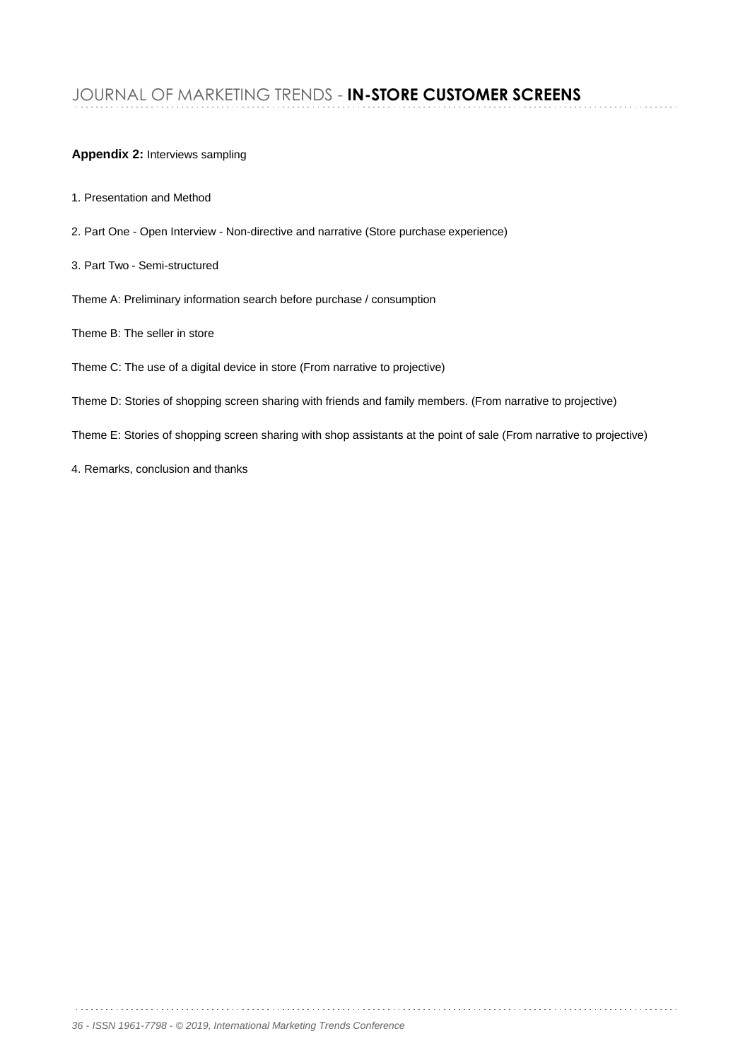**Appendix 2:** Interviews sampling

1. Presentation and Method

2. Part One - Open Interview - Non-directive and narrative (Store purchase experience)

3. Part Two - Semi-structured

Theme A: Preliminary information search before purchase / consumption

Theme B: The seller in store

Theme C: The use of a digital device in store (From narrative to projective)

Theme D: Stories of shopping screen sharing with friends and family members. (From narrative to projective)

Theme E: Stories of shopping screen sharing with shop assistants at the point of sale (From narrative to projective)

4. Remarks, conclusion and thanks